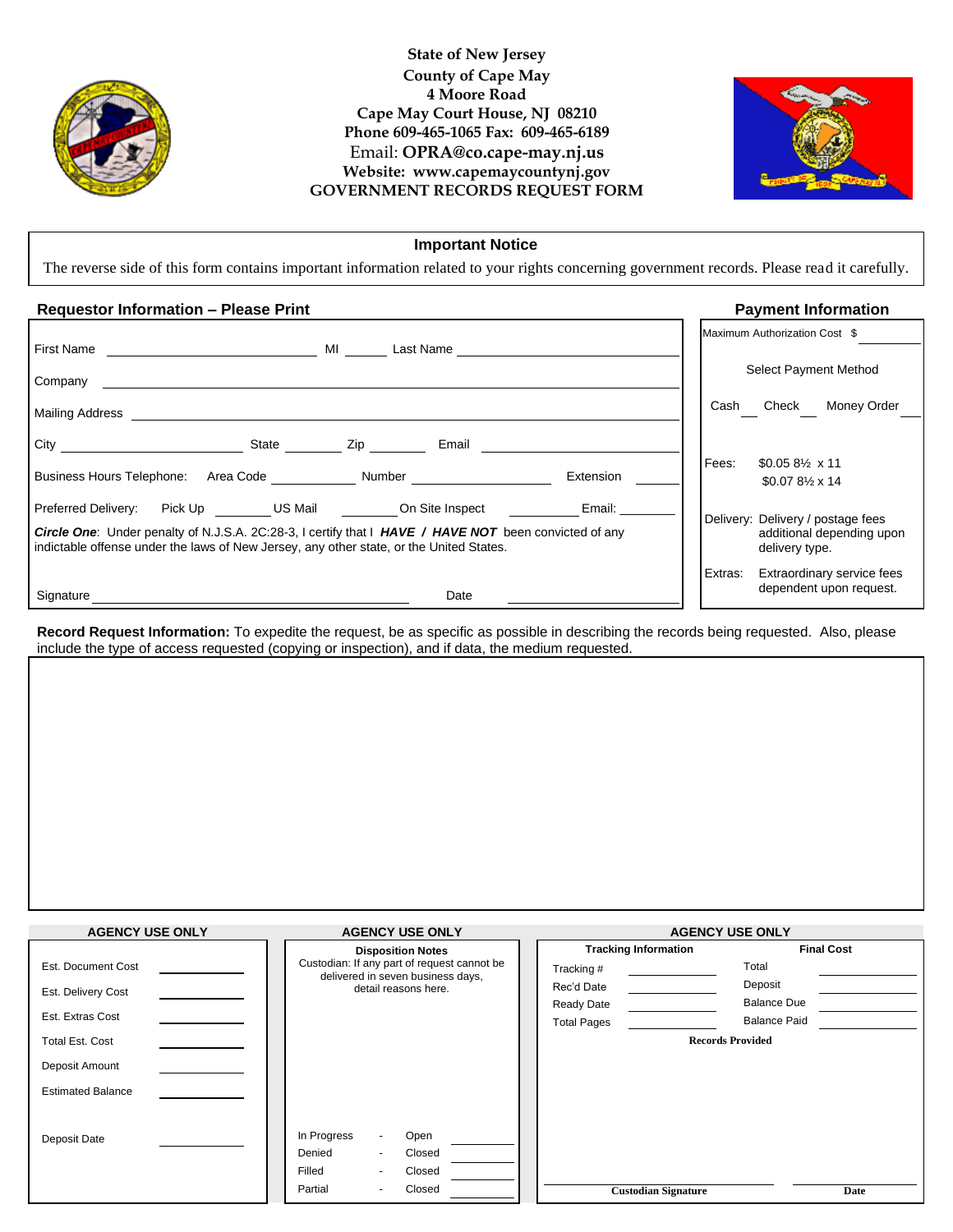**State of New Jersey**
**County of Cape May**
**4 Moore Road**
**Cape May Court House, NJ 08210**
**Phone 609-465-1065 Fax: 609-465-6189**
Email: **OPRA@co.cape-may.nj.us**
**Website: www.capemaycountynj.gov**

# GOVERNMENT RECORDS REQUEST FORM

## Important Notice

The reverse side of this form contains important information related to your rights concerning government records. Please read it carefully.

## Requestor Information – Please Print

First Name ____________ MI ______ Last Name ____________

Company ____________

Mailing Address ____________

City ____________ State ________ Zip ________ Email ____________

Business Hours Telephone: Area Code ________ Number ____________ Extension ______

Preferred Delivery: Pick Up ________ US Mail ________ On Site Inspect ________ Email: ________

***Circle One***: Under penalty of N.J.S.A. 2C:28-3, I certify that I ***HAVE / HAVE NOT*** been convicted of any indictable offense under the laws of New Jersey, any other state, or the United States.

Signature ____________ Date ____________

## Payment Information

Maximum Authorization Cost $ ________

Select Payment Method

Cash ___ Check ___ Money Order ___

Fees: $0.05 8½ x 11
$0.07 8½ x 14

Delivery: Delivery / postage fees additional depending upon delivery type.

Extras: Extraordinary service fees dependent upon request.

**Record Request Information:** To expedite the request, be as specific as possible in describing the records being requested. Also, please include the type of access requested (copying or inspection), and if data, the medium requested.

## AGENCY USE ONLY

Est. Document Cost ________

Est. Delivery Cost ________

Est. Extras Cost ________

Total Est. Cost ________

Deposit Amount ________

Estimated Balance ________

Deposit Date ________

## AGENCY USE ONLY

**Disposition Notes**

Custodian: If any part of request cannot be delivered in seven business days, detail reasons here.

| | | | |
|---|---|---|---|
| In Progress | - | Open | ________ |
| Denied | - | Closed | ________ |
| Filled | - | Closed | ________ |
| Partial | - | Closed | ________ |

## AGENCY USE ONLY

| Tracking Information | | Final Cost | |
|---|---|---|---|
| Tracking # | ________ | Total | ________ |
| Rec'd Date | ________ | Deposit | ________ |
| Ready Date | ________ | Balance Due | ________ |
| Total Pages | ________ | Balance Paid | ________ |

**Records Provided**

**Custodian Signature** ____________ **Date** ____________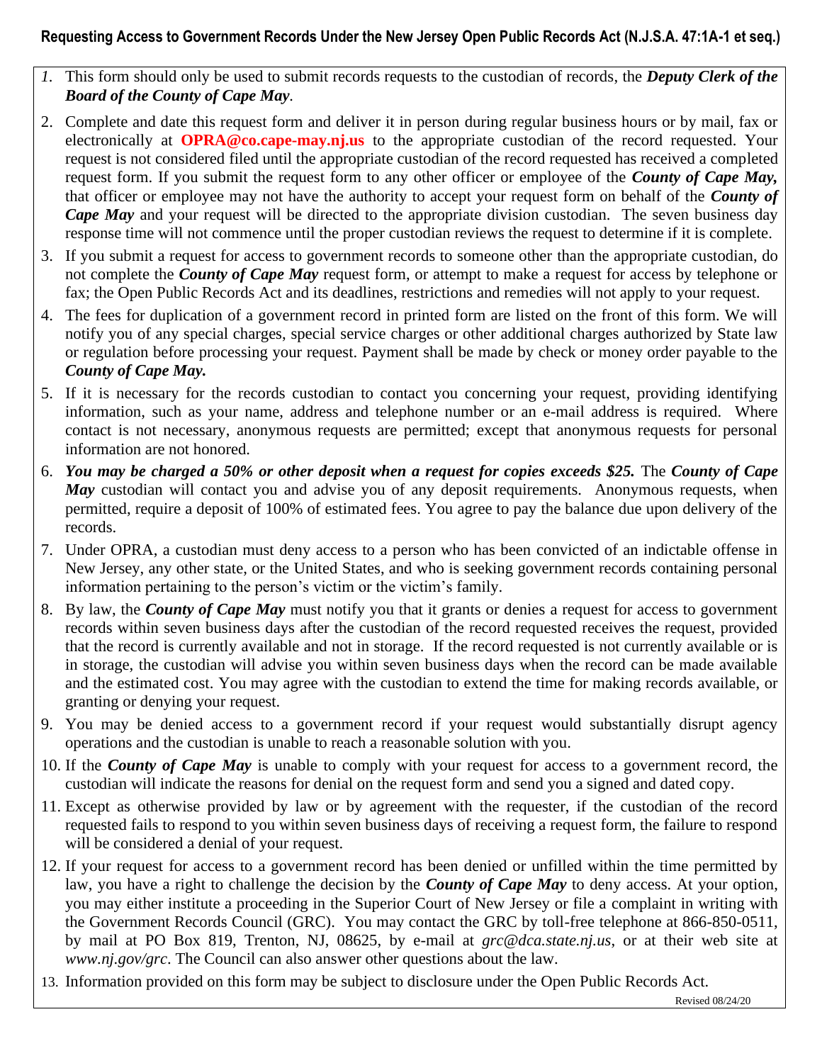**Requesting Access to Government Records Under the New Jersey Open Public Records Act (N.J.S.A. 47:1A-1 et seq.)**

1. This form should only be used to submit records requests to the custodian of records, the ***Deputy Clerk of the Board of the County of Cape May***.
2. Complete and date this request form and deliver it in person during regular business hours or by mail, fax or electronically at **OPRA@co.cape-may.nj.us** to the appropriate custodian of the record requested. Your request is not considered filed until the appropriate custodian of the record requested has received a completed request form. If you submit the request form to any other officer or employee of the ***County of Cape May,*** that officer or employee may not have the authority to accept your request form on behalf of the ***County of Cape May*** and your request will be directed to the appropriate division custodian. The seven business day response time will not commence until the proper custodian reviews the request to determine if it is complete.
3. If you submit a request for access to government records to someone other than the appropriate custodian, do not complete the ***County of Cape May*** request form, or attempt to make a request for access by telephone or fax; the Open Public Records Act and its deadlines, restrictions and remedies will not apply to your request.
4. The fees for duplication of a government record in printed form are listed on the front of this form. We will notify you of any special charges, special service charges or other additional charges authorized by State law or regulation before processing your request. Payment shall be made by check or money order payable to the ***County of Cape May.***
5. If it is necessary for the records custodian to contact you concerning your request, providing identifying information, such as your name, address and telephone number or an e-mail address is required. Where contact is not necessary, anonymous requests are permitted; except that anonymous requests for personal information are not honored.
6. ***You may be charged a 50% or other deposit when a request for copies exceeds $25.*** The ***County of Cape May*** custodian will contact you and advise you of any deposit requirements. Anonymous requests, when permitted, require a deposit of 100% of estimated fees. You agree to pay the balance due upon delivery of the records.
7. Under OPRA, a custodian must deny access to a person who has been convicted of an indictable offense in New Jersey, any other state, or the United States, and who is seeking government records containing personal information pertaining to the person's victim or the victim's family.
8. By law, the ***County of Cape May*** must notify you that it grants or denies a request for access to government records within seven business days after the custodian of the record requested receives the request, provided that the record is currently available and not in storage. If the record requested is not currently available or is in storage, the custodian will advise you within seven business days when the record can be made available and the estimated cost. You may agree with the custodian to extend the time for making records available, or granting or denying your request.
9. You may be denied access to a government record if your request would substantially disrupt agency operations and the custodian is unable to reach a reasonable solution with you.
10. If the ***County of Cape May*** is unable to comply with your request for access to a government record, the custodian will indicate the reasons for denial on the request form and send you a signed and dated copy.
11. Except as otherwise provided by law or by agreement with the requester, if the custodian of the record requested fails to respond to you within seven business days of receiving a request form, the failure to respond will be considered a denial of your request.
12. If your request for access to a government record has been denied or unfilled within the time permitted by law, you have a right to challenge the decision by the ***County of Cape May*** to deny access. At your option, you may either institute a proceeding in the Superior Court of New Jersey or file a complaint in writing with the Government Records Council (GRC). You may contact the GRC by toll-free telephone at 866-850-0511, by mail at PO Box 819, Trenton, NJ, 08625, by e-mail at *grc@dca.state.nj.us*, or at their web site at *www.nj.gov/grc*. The Council can also answer other questions about the law.
13. Information provided on this form may be subject to disclosure under the Open Public Records Act.

Revised 08/24/20